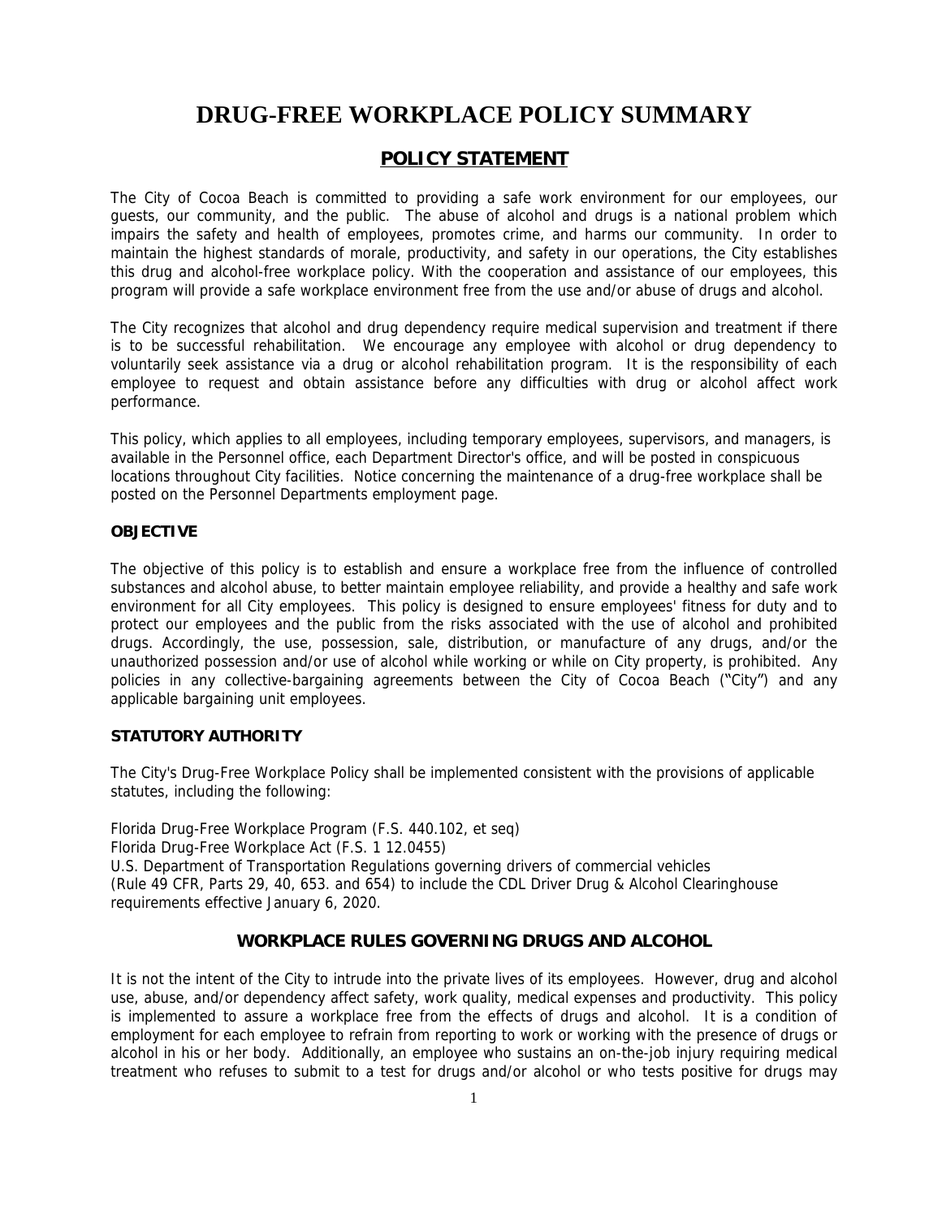# DRUG-FREE WORKPLACE POLICY SUMMARY

## POLICY STATEMENT

The City of Cocoa Beach is committed to providing a safe work environment for our employees, our guests, our community, and the public. The abuse of alcohol and drugs is a national problem which impairs the safety and health of employees, promotes crime, and harms our community. In order to maintain the highest standards of morale, productivity, and safety in our operations, the City establishes this drug and alcohol-free workplace policy. With the cooperation and assistance of our employees, this program will provide a safe workplace environment free from the use and/or abuse of drugs and alcohol.

The City recognizes that alcohol and drug dependency require medical supervision and treatment if there is to be successful rehabilitation. We encourage any employee with alcohol or drug dependency to voluntarily seek assistance via a drug or alcohol rehabilitation program. It is the responsibility of each employee to request and obtain assistance before any difficulties with drug or alcohol affect work performance.

This policy, which applies to all employees, including temporary employees, supervisors, and managers, is available in the Personnel office, each Department Director's office, and will be posted in conspicuous locations throughout City facilities. Notice concerning the maintenance of a drug-free workplace shall be posted on the Personnel Departments employment page.

### OBJECTIVE

The objective of this policy is to establish and ensure a workplace free from the influence of controlled substances and alcohol abuse, to better maintain employee reliability, and provide a healthy and safe work environment for all City employees. This policy is designed to ensure employees' fitness for duty and to protect our employees and the public from the risks associated with the use of alcohol and prohibited drugs. Accordingly, the use, possession, sale, distribution, or manufacture of any drugs, and/or the unauthorized possession and/or use of alcohol while working or while on City property, is prohibited. Any policies in any collective-bargaining agreements between the City of Cocoa Beach ("City") and any applicable bargaining unit employees.

### STATUTORY AUTHORITY

The City's Drug-Free Workplace Policy shall be implemented consistent with the provisions of applicable statutes, including the following:

Florida Drug-Free Workplace Program (F.S. 440.102, et seq)
Florida Drug-Free Workplace Act (F.S. 1 12.0455)
U.S. Department of Transportation Regulations governing drivers of commercial vehicles
(Rule 49 CFR, Parts 29, 40, 653. and 654) to include the CDL Driver Drug & Alcohol Clearinghouse requirements effective January 6, 2020.

## WORKPLACE RULES GOVERNING DRUGS AND ALCOHOL

It is not the intent of the City to intrude into the private lives of its employees. However, drug and alcohol use, abuse, and/or dependency affect safety, work quality, medical expenses and productivity. This policy is implemented to assure a workplace free from the effects of drugs and alcohol. It is a condition of employment for each employee to refrain from reporting to work or working with the presence of drugs or alcohol in his or her body. Additionally, an employee who sustains an on-the-job injury requiring medical treatment who refuses to submit to a test for drugs and/or alcohol or who tests positive for drugs may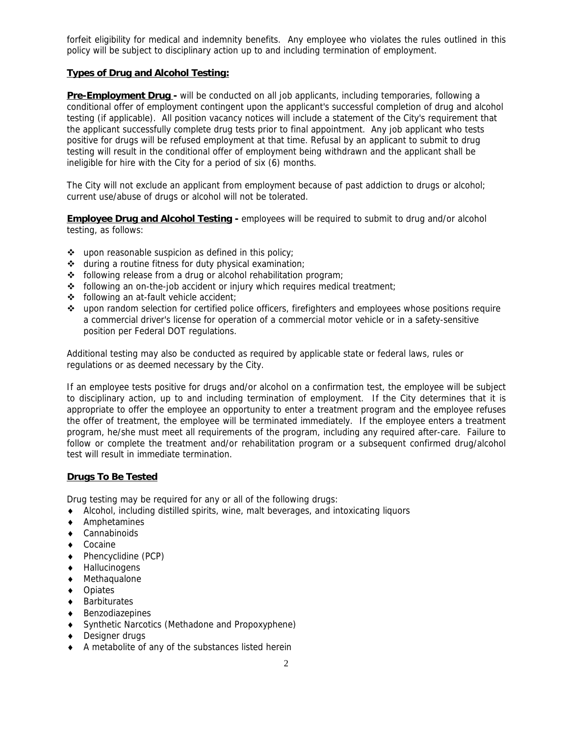forfeit eligibility for medical and indemnity benefits. Any employee who violates the rules outlined in this policy will be subject to disciplinary action up to and including termination of employment.

## Types of Drug and Alcohol Testing:

**Pre-Employment Drug -** will be conducted on all job applicants, including temporaries, following a conditional offer of employment contingent upon the applicant's successful completion of drug and alcohol testing (if applicable). All position vacancy notices will include a statement of the City's requirement that the applicant successfully complete drug tests prior to final appointment. Any job applicant who tests positive for drugs will be refused employment at that time. Refusal by an applicant to submit to drug testing will result in the conditional offer of employment being withdrawn and the applicant shall be ineligible for hire with the City for a period of six (6) months.

The City will not exclude an applicant from employment because of past addiction to drugs or alcohol; current use/abuse of drugs or alcohol will not be tolerated.

**Employee Drug and Alcohol Testing -** employees will be required to submit to drug and/or alcohol testing, as follows:

- upon reasonable suspicion as defined in this policy;
- during a routine fitness for duty physical examination;
- following release from a drug or alcohol rehabilitation program;
- following an on-the-job accident or injury which requires medical treatment;
- following an at-fault vehicle accident;
- upon random selection for certified police officers, firefighters and employees whose positions require a commercial driver's license for operation of a commercial motor vehicle or in a safety-sensitive position per Federal DOT regulations.

Additional testing may also be conducted as required by applicable state or federal laws, rules or regulations or as deemed necessary by the City.

If an employee tests positive for drugs and/or alcohol on a confirmation test, the employee will be subject to disciplinary action, up to and including termination of employment. If the City determines that it is appropriate to offer the employee an opportunity to enter a treatment program and the employee refuses the offer of treatment, the employee will be terminated immediately. If the employee enters a treatment program, he/she must meet all requirements of the program, including any required after-care. Failure to follow or complete the treatment and/or rehabilitation program or a subsequent confirmed drug/alcohol test will result in immediate termination.

## Drugs To Be Tested

Drug testing may be required for any or all of the following drugs:

- Alcohol, including distilled spirits, wine, malt beverages, and intoxicating liquors
- Amphetamines
- Cannabinoids
- Cocaine
- Phencyclidine (PCP)
- Hallucinogens
- Methaqualone
- Opiates
- Barbiturates
- Benzodiazepines
- Synthetic Narcotics (Methadone and Propoxyphene)
- Designer drugs
- A metabolite of any of the substances listed herein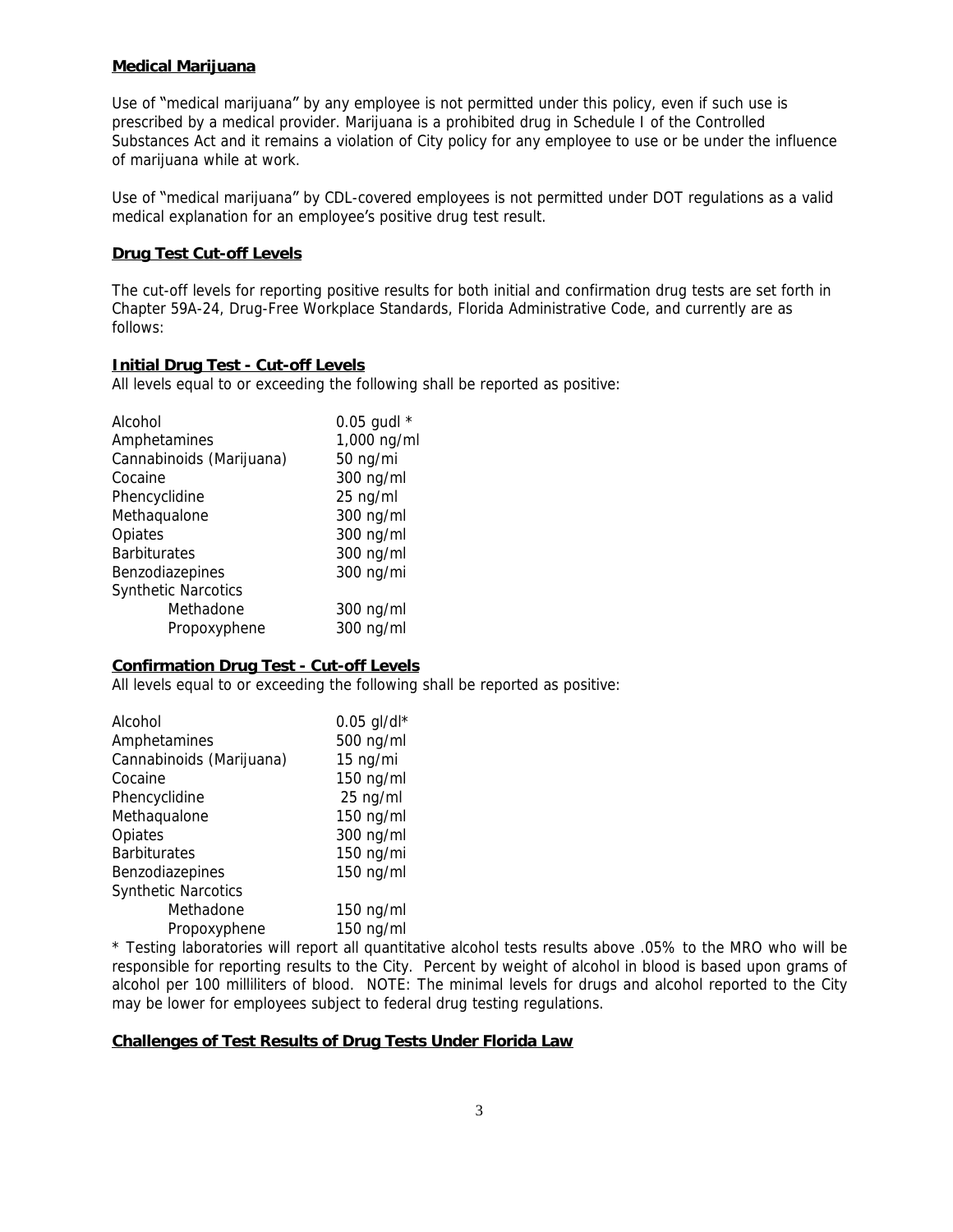**Medical Marijuana**

Use of "medical marijuana" by any employee is not permitted under this policy, even if such use is prescribed by a medical provider. Marijuana is a prohibited drug in Schedule I of the Controlled Substances Act and it remains a violation of City policy for any employee to use or be under the influence of marijuana while at work.

Use of "medical marijuana" by CDL-covered employees is not permitted under DOT regulations as a valid medical explanation for an employee's positive drug test result.

**Drug Test Cut-off Levels**

The cut-off levels for reporting positive results for both initial and confirmation drug tests are set forth in Chapter 59A-24, Drug-Free Workplace Standards, Florida Administrative Code, and currently are as follows:

**Initial Drug Test - Cut-off Levels**

All levels equal to or exceeding the following shall be reported as positive:

| | |
|---|---|
| Alcohol | 0.05 gudl * |
| Amphetamines | 1,000 ng/ml |
| Cannabinoids (Marijuana) | 50 ng/mi |
| Cocaine | 300 ng/ml |
| Phencyclidine | 25 ng/ml |
| Methaqualone | 300 ng/ml |
| Opiates | 300 ng/ml |
| Barbiturates | 300 ng/ml |
| Benzodiazepines | 300 ng/mi |
| Synthetic Narcotics | |
| Methadone | 300 ng/ml |
| Propoxyphene | 300 ng/ml |

**Confirmation Drug Test - Cut-off Levels**

All levels equal to or exceeding the following shall be reported as positive:

| | |
|---|---|
| Alcohol | 0.05 gl/dl* |
| Amphetamines | 500 ng/ml |
| Cannabinoids (Marijuana) | 15 ng/mi |
| Cocaine | 150 ng/ml |
| Phencyclidine | 25 ng/ml |
| Methaqualone | 150 ng/ml |
| Opiates | 300 ng/ml |
| Barbiturates | 150 ng/mi |
| Benzodiazepines | 150 ng/ml |
| Synthetic Narcotics | |
| Methadone | 150 ng/ml |
| Propoxyphene | 150 ng/ml |

* Testing laboratories will report all quantitative alcohol tests results above .05% to the MRO who will be responsible for reporting results to the City. Percent by weight of alcohol in blood is based upon grams of alcohol per 100 milliliters of blood. NOTE: The minimal levels for drugs and alcohol reported to the City may be lower for employees subject to federal drug testing regulations.

**Challenges of Test Results of Drug Tests Under Florida Law**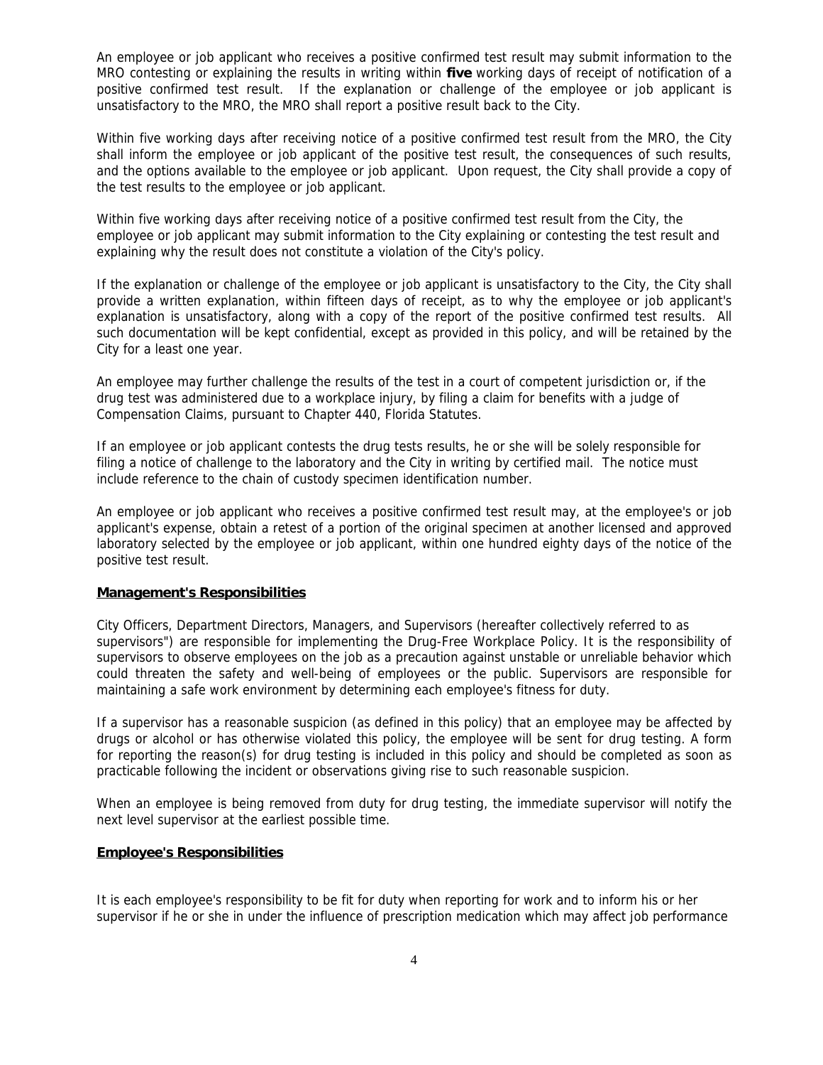An employee or job applicant who receives a positive confirmed test result may submit information to the MRO contesting or explaining the results in writing within **five** working days of receipt of notification of a positive confirmed test result. If the explanation or challenge of the employee or job applicant is unsatisfactory to the MRO, the MRO shall report a positive result back to the City.

Within five working days after receiving notice of a positive confirmed test result from the MRO, the City shall inform the employee or job applicant of the positive test result, the consequences of such results, and the options available to the employee or job applicant. Upon request, the City shall provide a copy of the test results to the employee or job applicant.

Within five working days after receiving notice of a positive confirmed test result from the City, the employee or job applicant may submit information to the City explaining or contesting the test result and explaining why the result does not constitute a violation of the City's policy.

If the explanation or challenge of the employee or job applicant is unsatisfactory to the City, the City shall provide a written explanation, within fifteen days of receipt, as to why the employee or job applicant's explanation is unsatisfactory, along with a copy of the report of the positive confirmed test results. All such documentation will be kept confidential, except as provided in this policy, and will be retained by the City for a least one year.

An employee may further challenge the results of the test in a court of competent jurisdiction or, if the drug test was administered due to a workplace injury, by filing a claim for benefits with a judge of Compensation Claims, pursuant to Chapter 440, Florida Statutes.

If an employee or job applicant contests the drug tests results, he or she will be solely responsible for filing a notice of challenge to the laboratory and the City in writing by certified mail. The notice must include reference to the chain of custody specimen identification number.

An employee or job applicant who receives a positive confirmed test result may, at the employee's or job applicant's expense, obtain a retest of a portion of the original specimen at another licensed and approved laboratory selected by the employee or job applicant, within one hundred eighty days of the notice of the positive test result.

**Management's Responsibilities**

City Officers, Department Directors, Managers, and Supervisors (hereafter collectively referred to as supervisors") are responsible for implementing the Drug-Free Workplace Policy. It is the responsibility of supervisors to observe employees on the job as a precaution against unstable or unreliable behavior which could threaten the safety and well-being of employees or the public. Supervisors are responsible for maintaining a safe work environment by determining each employee's fitness for duty.

If a supervisor has a reasonable suspicion (as defined in this policy) that an employee may be affected by drugs or alcohol or has otherwise violated this policy, the employee will be sent for drug testing. A form for reporting the reason(s) for drug testing is included in this policy and should be completed as soon as practicable following the incident or observations giving rise to such reasonable suspicion.

When an employee is being removed from duty for drug testing, the immediate supervisor will notify the next level supervisor at the earliest possible time.

**Employee's Responsibilities**

It is each employee's responsibility to be fit for duty when reporting for work and to inform his or her supervisor if he or she in under the influence of prescription medication which may affect job performance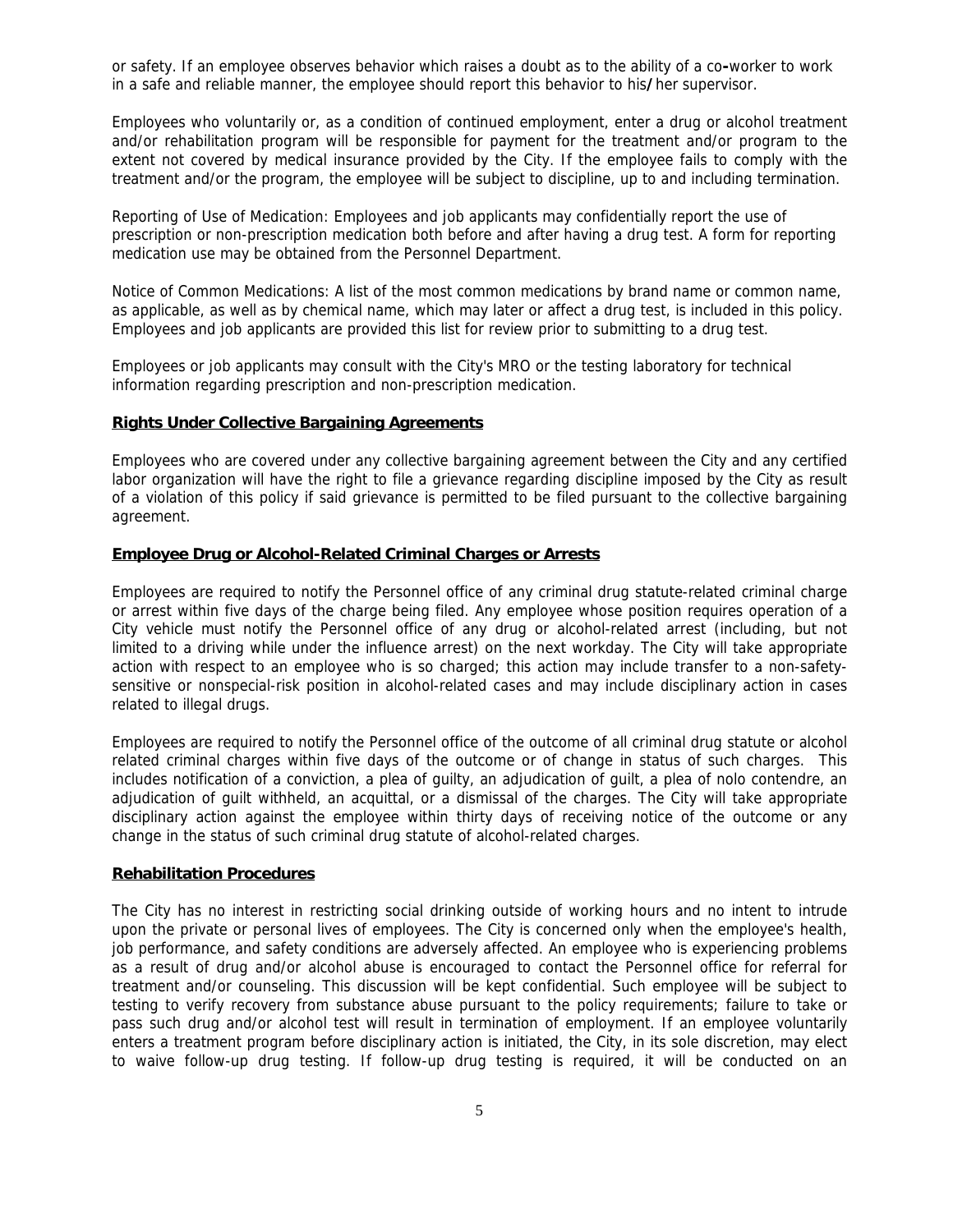or safety. If an employee observes behavior which raises a doubt as to the ability of a co-worker to work in a safe and reliable manner, the employee should report this behavior to his/her supervisor.

Employees who voluntarily or, as a condition of continued employment, enter a drug or alcohol treatment and/or rehabilitation program will be responsible for payment for the treatment and/or program to the extent not covered by medical insurance provided by the City. If the employee fails to comply with the treatment and/or the program, the employee will be subject to discipline, up to and including termination.

Reporting of Use of Medication: Employees and job applicants may confidentially report the use of prescription or non-prescription medication both before and after having a drug test. A form for reporting medication use may be obtained from the Personnel Department.

Notice of Common Medications: A list of the most common medications by brand name or common name, as applicable, as well as by chemical name, which may later or affect a drug test, is included in this policy. Employees and job applicants are provided this list for review prior to submitting to a drug test.

Employees or job applicants may consult with the City's MRO or the testing laboratory for technical information regarding prescription and non-prescription medication.

**Rights Under Collective Bargaining Agreements**

Employees who are covered under any collective bargaining agreement between the City and any certified labor organization will have the right to file a grievance regarding discipline imposed by the City as result of a violation of this policy if said grievance is permitted to be filed pursuant to the collective bargaining agreement.

**Employee Drug or Alcohol-Related Criminal Charges or Arrests**

Employees are required to notify the Personnel office of any criminal drug statute-related criminal charge or arrest within five days of the charge being filed. Any employee whose position requires operation of a City vehicle must notify the Personnel office of any drug or alcohol-related arrest (including, but not limited to a driving while under the influence arrest) on the next workday. The City will take appropriate action with respect to an employee who is so charged; this action may include transfer to a non-safety-sensitive or nonspecial-risk position in alcohol-related cases and may include disciplinary action in cases related to illegal drugs.

Employees are required to notify the Personnel office of the outcome of all criminal drug statute or alcohol related criminal charges within five days of the outcome or of change in status of such charges. This includes notification of a conviction, a plea of guilty, an adjudication of guilt, a plea of nolo contendre, an adjudication of guilt withheld, an acquittal, or a dismissal of the charges. The City will take appropriate disciplinary action against the employee within thirty days of receiving notice of the outcome or any change in the status of such criminal drug statute of alcohol-related charges.

**Rehabilitation Procedures**

The City has no interest in restricting social drinking outside of working hours and no intent to intrude upon the private or personal lives of employees. The City is concerned only when the employee's health, job performance, and safety conditions are adversely affected. An employee who is experiencing problems as a result of drug and/or alcohol abuse is encouraged to contact the Personnel office for referral for treatment and/or counseling. This discussion will be kept confidential. Such employee will be subject to testing to verify recovery from substance abuse pursuant to the policy requirements; failure to take or pass such drug and/or alcohol test will result in termination of employment. If an employee voluntarily enters a treatment program before disciplinary action is initiated, the City, in its sole discretion, may elect to waive follow-up drug testing. If follow-up drug testing is required, it will be conducted on an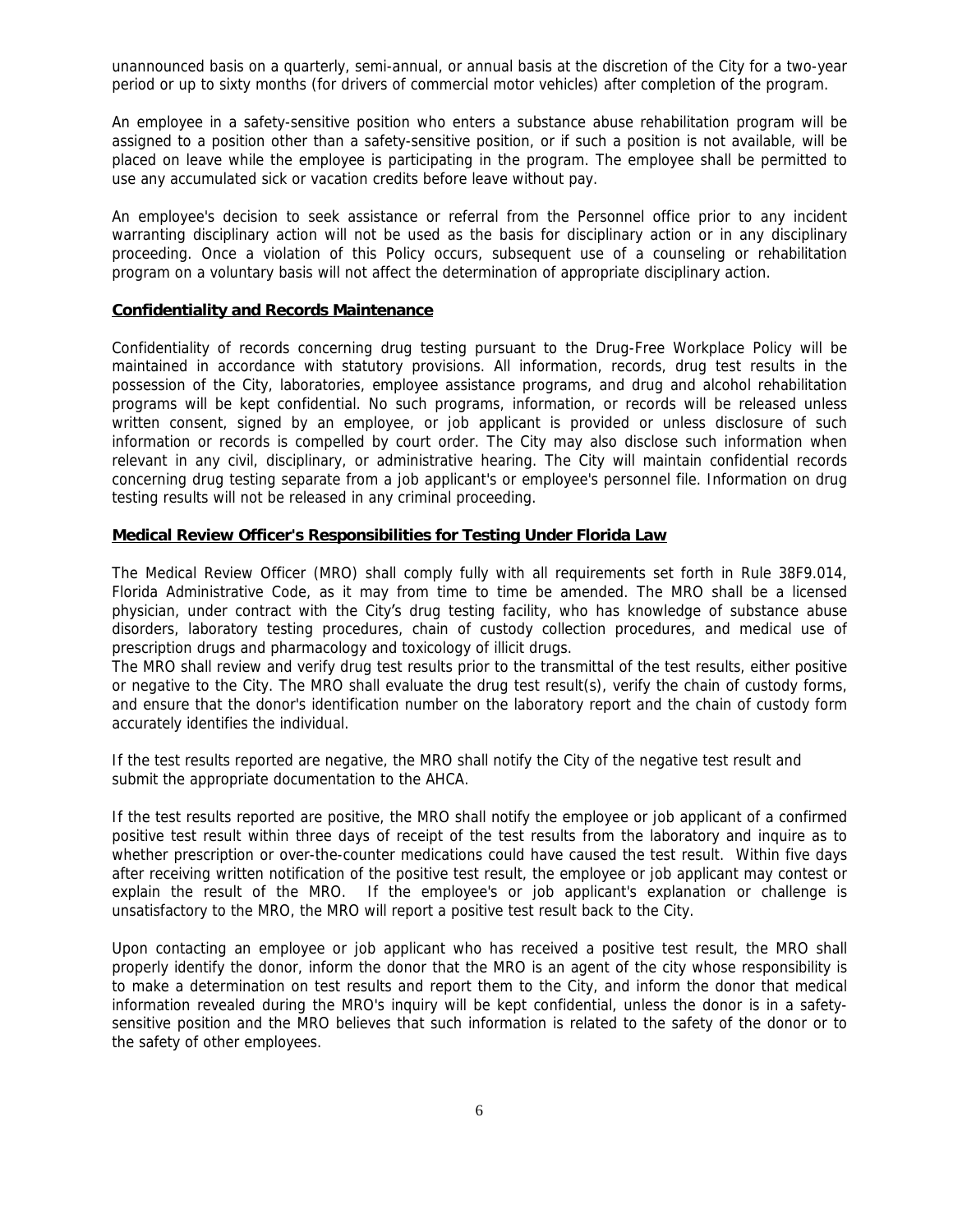unannounced basis on a quarterly, semi-annual, or annual basis at the discretion of the City for a two-year period or up to sixty months (for drivers of commercial motor vehicles) after completion of the program.

An employee in a safety-sensitive position who enters a substance abuse rehabilitation program will be assigned to a position other than a safety-sensitive position, or if such a position is not available, will be placed on leave while the employee is participating in the program. The employee shall be permitted to use any accumulated sick or vacation credits before leave without pay.

An employee's decision to seek assistance or referral from the Personnel office prior to any incident warranting disciplinary action will not be used as the basis for disciplinary action or in any disciplinary proceeding. Once a violation of this Policy occurs, subsequent use of a counseling or rehabilitation program on a voluntary basis will not affect the determination of appropriate disciplinary action.

## Confidentiality and Records Maintenance

Confidentiality of records concerning drug testing pursuant to the Drug-Free Workplace Policy will be maintained in accordance with statutory provisions. All information, records, drug test results in the possession of the City, laboratories, employee assistance programs, and drug and alcohol rehabilitation programs will be kept confidential. No such programs, information, or records will be released unless written consent, signed by an employee, or job applicant is provided or unless disclosure of such information or records is compelled by court order. The City may also disclose such information when relevant in any civil, disciplinary, or administrative hearing. The City will maintain confidential records concerning drug testing separate from a job applicant's or employee's personnel file. Information on drug testing results will not be released in any criminal proceeding.

## Medical Review Officer's Responsibilities for Testing Under Florida Law

The Medical Review Officer (MRO) shall comply fully with all requirements set forth in Rule 38F9.014, Florida Administrative Code, as it may from time to time be amended. The MRO shall be a licensed physician, under contract with the City's drug testing facility, who has knowledge of substance abuse disorders, laboratory testing procedures, chain of custody collection procedures, and medical use of prescription drugs and pharmacology and toxicology of illicit drugs.
The MRO shall review and verify drug test results prior to the transmittal of the test results, either positive or negative to the City. The MRO shall evaluate the drug test result(s), verify the chain of custody forms, and ensure that the donor's identification number on the laboratory report and the chain of custody form accurately identifies the individual.

If the test results reported are negative, the MRO shall notify the City of the negative test result and submit the appropriate documentation to the AHCA.

If the test results reported are positive, the MRO shall notify the employee or job applicant of a confirmed positive test result within three days of receipt of the test results from the laboratory and inquire as to whether prescription or over-the-counter medications could have caused the test result. Within five days after receiving written notification of the positive test result, the employee or job applicant may contest or explain the result of the MRO. If the employee's or job applicant's explanation or challenge is unsatisfactory to the MRO, the MRO will report a positive test result back to the City.

Upon contacting an employee or job applicant who has received a positive test result, the MRO shall properly identify the donor, inform the donor that the MRO is an agent of the city whose responsibility is to make a determination on test results and report them to the City, and inform the donor that medical information revealed during the MRO's inquiry will be kept confidential, unless the donor is in a safety-sensitive position and the MRO believes that such information is related to the safety of the donor or to the safety of other employees.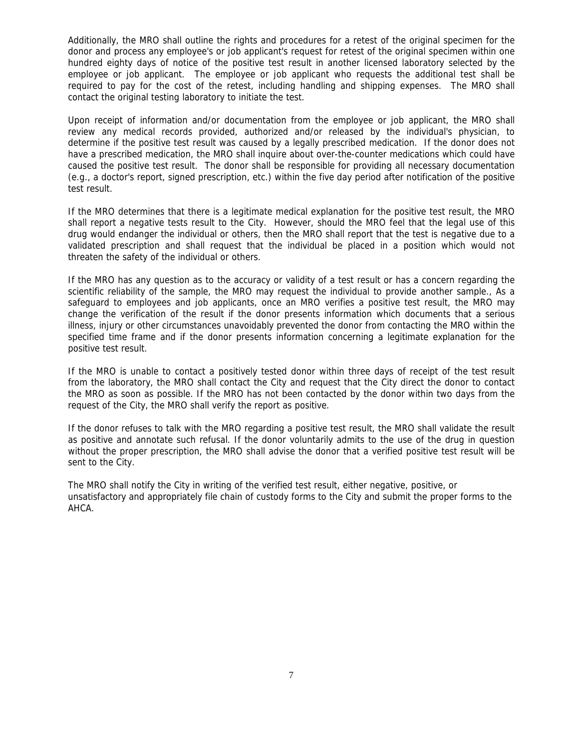Additionally, the MRO shall outline the rights and procedures for a retest of the original specimen for the donor and process any employee's or job applicant's request for retest of the original specimen within one hundred eighty days of notice of the positive test result in another licensed laboratory selected by the employee or job applicant. The employee or job applicant who requests the additional test shall be required to pay for the cost of the retest, including handling and shipping expenses. The MRO shall contact the original testing laboratory to initiate the test.

Upon receipt of information and/or documentation from the employee or job applicant, the MRO shall review any medical records provided, authorized and/or released by the individual's physician, to determine if the positive test result was caused by a legally prescribed medication. If the donor does not have a prescribed medication, the MRO shall inquire about over-the-counter medications which could have caused the positive test result. The donor shall be responsible for providing all necessary documentation (e.g., a doctor's report, signed prescription, etc.) within the five day period after notification of the positive test result.

If the MRO determines that there is a legitimate medical explanation for the positive test result, the MRO shall report a negative tests result to the City. However, should the MRO feel that the legal use of this drug would endanger the individual or others, then the MRO shall report that the test is negative due to a validated prescription and shall request that the individual be placed in a position which would not threaten the safety of the individual or others.

If the MRO has any question as to the accuracy or validity of a test result or has a concern regarding the scientific reliability of the sample, the MRO may request the individual to provide another sample., As a safeguard to employees and job applicants, once an MRO verifies a positive test result, the MRO may change the verification of the result if the donor presents information which documents that a serious illness, injury or other circumstances unavoidably prevented the donor from contacting the MRO within the specified time frame and if the donor presents information concerning a legitimate explanation for the positive test result.

If the MRO is unable to contact a positively tested donor within three days of receipt of the test result from the laboratory, the MRO shall contact the City and request that the City direct the donor to contact the MRO as soon as possible. If the MRO has not been contacted by the donor within two days from the request of the City, the MRO shall verify the report as positive.

If the donor refuses to talk with the MRO regarding a positive test result, the MRO shall validate the result as positive and annotate such refusal. If the donor voluntarily admits to the use of the drug in question without the proper prescription, the MRO shall advise the donor that a verified positive test result will be sent to the City.

The MRO shall notify the City in writing of the verified test result, either negative, positive, or unsatisfactory and appropriately file chain of custody forms to the City and submit the proper forms to the AHCA.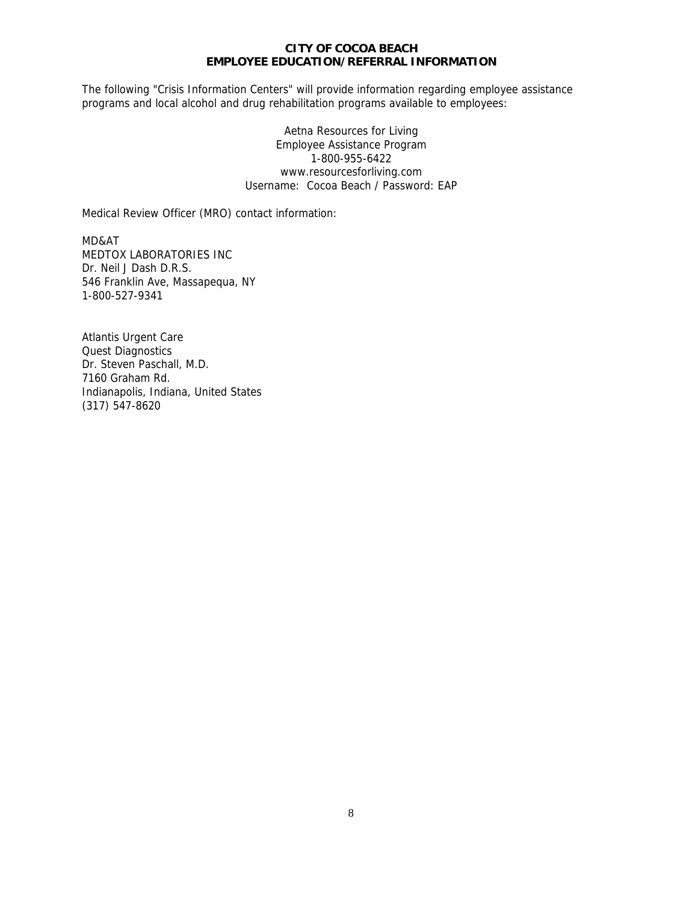# CITY OF COCOA BEACH
## EMPLOYEE EDUCATION/REFERRAL INFORMATION

The following "Crisis Information Centers" will provide information regarding employee assistance programs and local alcohol and drug rehabilitation programs available to employees:

Aetna Resources for Living  
Employee Assistance Program  
1-800-955-6422  
www.resourcesforliving.com  
Username: Cocoa Beach / Password: EAP

Medical Review Officer (MRO) contact information:

MD&AT  
MEDTOX LABORATORIES INC  
Dr. Neil J Dash D.R.S.  
546 Franklin Ave, Massapequa, NY  
1-800-527-9341

Atlantis Urgent Care  
Quest Diagnostics  
Dr. Steven Paschall, M.D.  
7160 Graham Rd.  
Indianapolis, Indiana, United States  
(317) 547-8620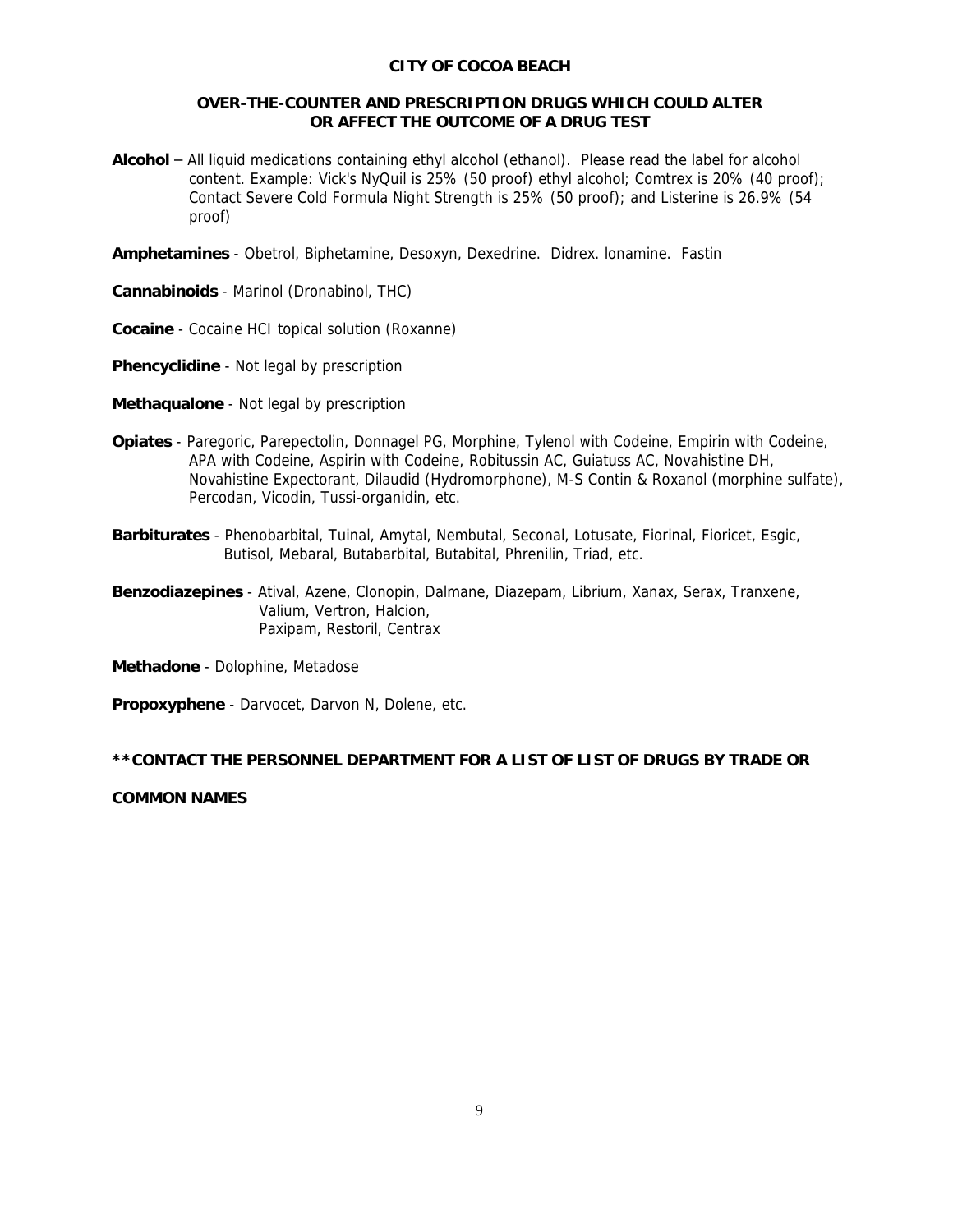**CITY OF COCOA BEACH**

**OVER-THE-COUNTER AND PRESCRIPTION DRUGS WHICH COULD ALTER OR AFFECT THE OUTCOME OF A DRUG TEST**

**Alcohol** – All liquid medications containing ethyl alcohol (ethanol). Please read the label for alcohol content. Example: Vick's NyQuil is 25% (50 proof) ethyl alcohol; Comtrex is 20% (40 proof); Contact Severe Cold Formula Night Strength is 25% (50 proof); and Listerine is 26.9% (54 proof)

**Amphetamines** - Obetrol, Biphetamine, Desoxyn, Dexedrine. Didrex. lonamine. Fastin

**Cannabinoids** - Marinol (Dronabinol, THC)

**Cocaine** - Cocaine HCI topical solution (Roxanne)

**Phencyclidine** - Not legal by prescription

**Methaqualone** - Not legal by prescription

**Opiates** - Paregoric, Parepectolin, Donnagel PG, Morphine, Tylenol with Codeine, Empirin with Codeine, APA with Codeine, Aspirin with Codeine, Robitussin AC, Guiatuss AC, Novahistine DH, Novahistine Expectorant, Dilaudid (Hydromorphone), M-S Contin & Roxanol (morphine sulfate), Percodan, Vicodin, Tussi-organidin, etc.

**Barbiturates** - Phenobarbital, Tuinal, Amytal, Nembutal, Seconal, Lotusate, Fiorinal, Fioricet, Esgic, Butisol, Mebaral, Butabarbital, Butabital, Phrenilin, Triad, etc.

**Benzodiazepines** - Atival, Azene, Clonopin, Dalmane, Diazepam, Librium, Xanax, Serax, Tranxene, Valium, Vertron, Halcion, Paxipam, Restoril, Centrax

**Methadone** - Dolophine, Metadose

**Propoxyphene** - Darvocet, Darvon N, Dolene, etc.

**\*\*CONTACT THE PERSONNEL DEPARTMENT FOR A LIST OF LIST OF DRUGS BY TRADE OR COMMON NAMES**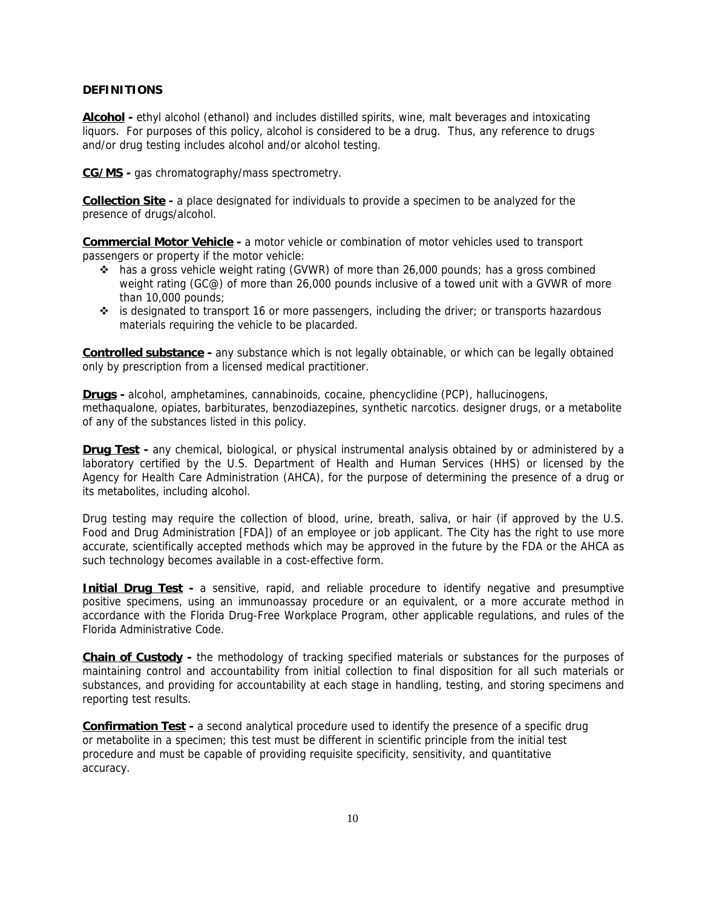## DEFINITIONS

**Alcohol -** ethyl alcohol (ethanol) and includes distilled spirits, wine, malt beverages and intoxicating liquors. For purposes of this policy, alcohol is considered to be a drug. Thus, any reference to drugs and/or drug testing includes alcohol and/or alcohol testing.

**CG/MS -** gas chromatography/mass spectrometry.

**Collection Site -** a place designated for individuals to provide a specimen to be analyzed for the presence of drugs/alcohol.

**Commercial Motor Vehicle -** a motor vehicle or combination of motor vehicles used to transport passengers or property if the motor vehicle:

- has a gross vehicle weight rating (GVWR) of more than 26,000 pounds; has a gross combined weight rating (GC@) of more than 26,000 pounds inclusive of a towed unit with a GVWR of more than 10,000 pounds;
- is designated to transport 16 or more passengers, including the driver; or transports hazardous materials requiring the vehicle to be placarded.

**Controlled substance -** any substance which is not legally obtainable, or which can be legally obtained only by prescription from a licensed medical practitioner.

**Drugs -** alcohol, amphetamines, cannabinoids, cocaine, phencyclidine (PCP), hallucinogens, methaqualone, opiates, barbiturates, benzodiazepines, synthetic narcotics. designer drugs, or a metabolite of any of the substances listed in this policy.

**Drug Test -** any chemical, biological, or physical instrumental analysis obtained by or administered by a laboratory certified by the U.S. Department of Health and Human Services (HHS) or licensed by the Agency for Health Care Administration (AHCA), for the purpose of determining the presence of a drug or its metabolites, including alcohol.

Drug testing may require the collection of blood, urine, breath, saliva, or hair (if approved by the U.S. Food and Drug Administration [FDA]) of an employee or job applicant. The City has the right to use more accurate, scientifically accepted methods which may be approved in the future by the FDA or the AHCA as such technology becomes available in a cost-effective form.

**Initial Drug Test -** a sensitive, rapid, and reliable procedure to identify negative and presumptive positive specimens, using an immunoassay procedure or an equivalent, or a more accurate method in accordance with the Florida Drug-Free Workplace Program, other applicable regulations, and rules of the Florida Administrative Code.

**Chain of Custody -** the methodology of tracking specified materials or substances for the purposes of maintaining control and accountability from initial collection to final disposition for all such materials or substances, and providing for accountability at each stage in handling, testing, and storing specimens and reporting test results.

**Confirmation Test -** a second analytical procedure used to identify the presence of a specific drug or metabolite in a specimen; this test must be different in scientific principle from the initial test procedure and must be capable of providing requisite specificity, sensitivity, and quantitative accuracy.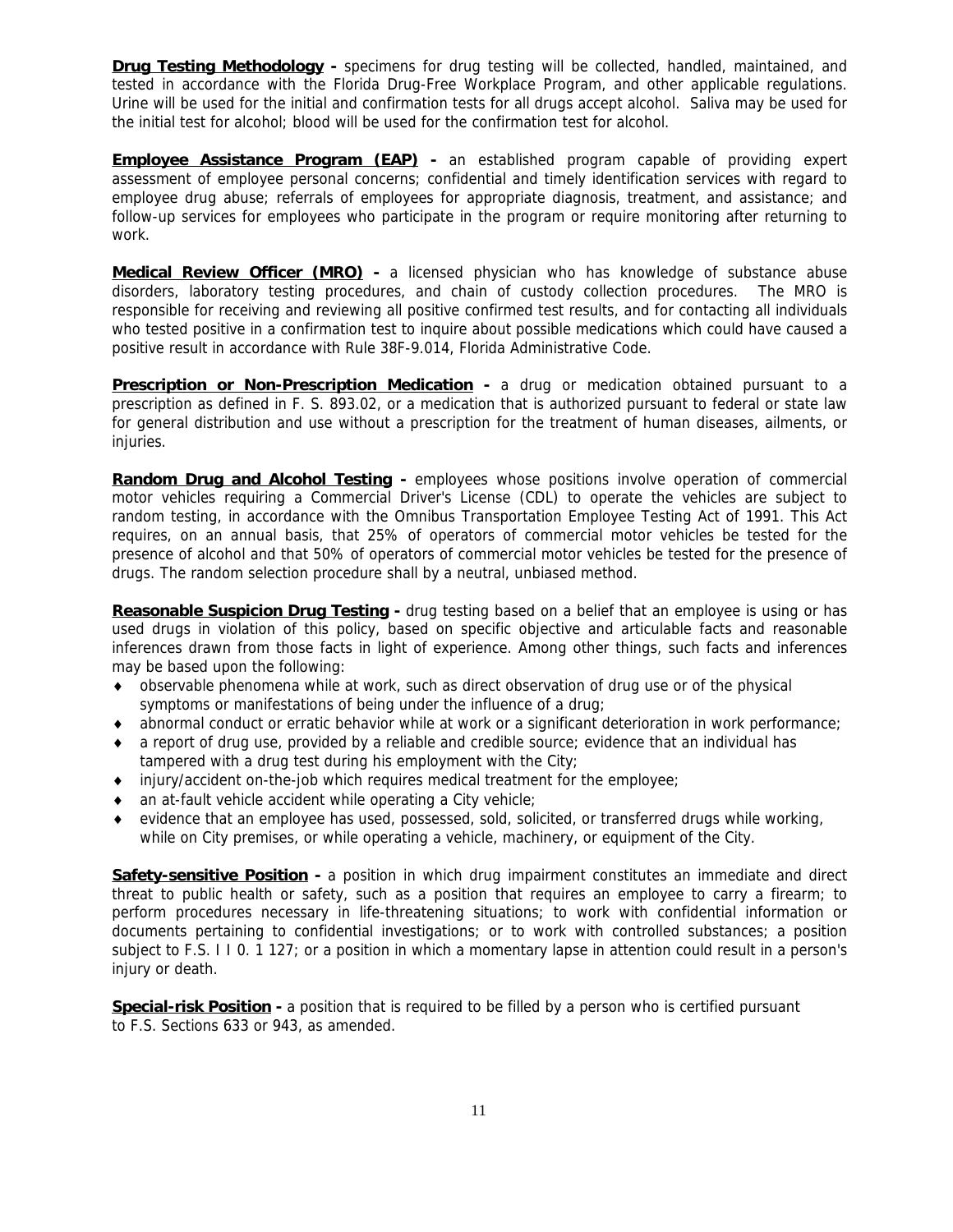**Drug Testing Methodology -** specimens for drug testing will be collected, handled, maintained, and tested in accordance with the Florida Drug-Free Workplace Program, and other applicable regulations. Urine will be used for the initial and confirmation tests for all drugs accept alcohol. Saliva may be used for the initial test for alcohol; blood will be used for the confirmation test for alcohol.

**Employee Assistance Program (EAP) -** an established program capable of providing expert assessment of employee personal concerns; confidential and timely identification services with regard to employee drug abuse; referrals of employees for appropriate diagnosis, treatment, and assistance; and follow-up services for employees who participate in the program or require monitoring after returning to work.

**Medical Review Officer (MRO) -** a licensed physician who has knowledge of substance abuse disorders, laboratory testing procedures, and chain of custody collection procedures. The MRO is responsible for receiving and reviewing all positive confirmed test results, and for contacting all individuals who tested positive in a confirmation test to inquire about possible medications which could have caused a positive result in accordance with Rule 38F-9.014, Florida Administrative Code.

**Prescription or Non-Prescription Medication -** a drug or medication obtained pursuant to a prescription as defined in F. S. 893.02, or a medication that is authorized pursuant to federal or state law for general distribution and use without a prescription for the treatment of human diseases, ailments, or injuries.

**Random Drug and Alcohol Testing -** employees whose positions involve operation of commercial motor vehicles requiring a Commercial Driver's License (CDL) to operate the vehicles are subject to random testing, in accordance with the Omnibus Transportation Employee Testing Act of 1991. This Act requires, on an annual basis, that 25% of operators of commercial motor vehicles be tested for the presence of alcohol and that 50% of operators of commercial motor vehicles be tested for the presence of drugs. The random selection procedure shall by a neutral, unbiased method.

**Reasonable Suspicion Drug Testing -** drug testing based on a belief that an employee is using or has used drugs in violation of this policy, based on specific objective and articulable facts and reasonable inferences drawn from those facts in light of experience. Among other things, such facts and inferences may be based upon the following:

- observable phenomena while at work, such as direct observation of drug use or of the physical symptoms or manifestations of being under the influence of a drug;
- abnormal conduct or erratic behavior while at work or a significant deterioration in work performance;
- a report of drug use, provided by a reliable and credible source; evidence that an individual has tampered with a drug test during his employment with the City;
- injury/accident on-the-job which requires medical treatment for the employee;
- an at-fault vehicle accident while operating a City vehicle;
- evidence that an employee has used, possessed, sold, solicited, or transferred drugs while working, while on City premises, or while operating a vehicle, machinery, or equipment of the City.

**Safety-sensitive Position -** a position in which drug impairment constitutes an immediate and direct threat to public health or safety, such as a position that requires an employee to carry a firearm; to perform procedures necessary in life-threatening situations; to work with confidential information or documents pertaining to confidential investigations; or to work with controlled substances; a position subject to F.S. I I 0. 1 127; or a position in which a momentary lapse in attention could result in a person's injury or death.

**Special-risk Position -** a position that is required to be filled by a person who is certified pursuant to F.S. Sections 633 or 943, as amended.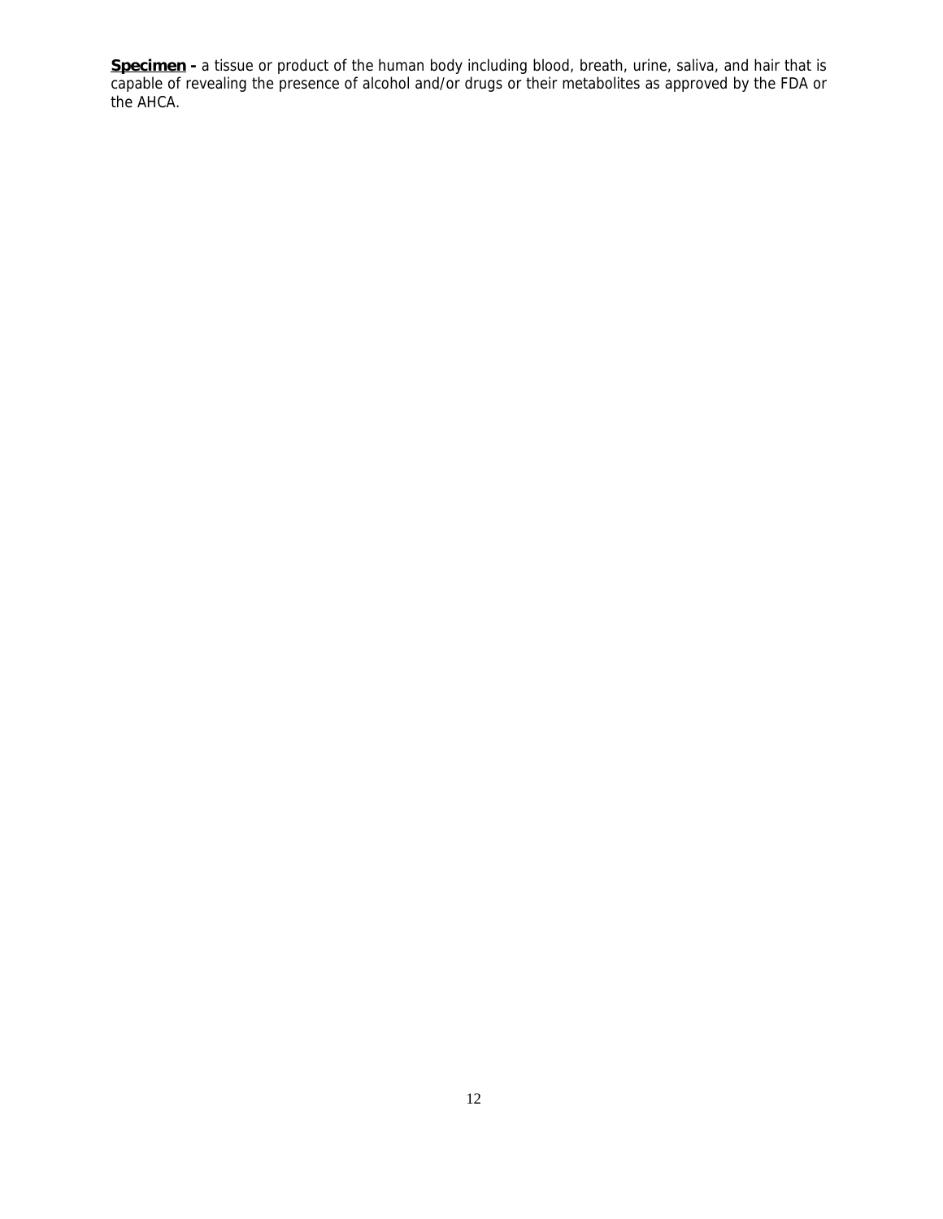**Specimen -** a tissue or product of the human body including blood, breath, urine, saliva, and hair that is capable of revealing the presence of alcohol and/or drugs or their metabolites as approved by the FDA or the AHCA.